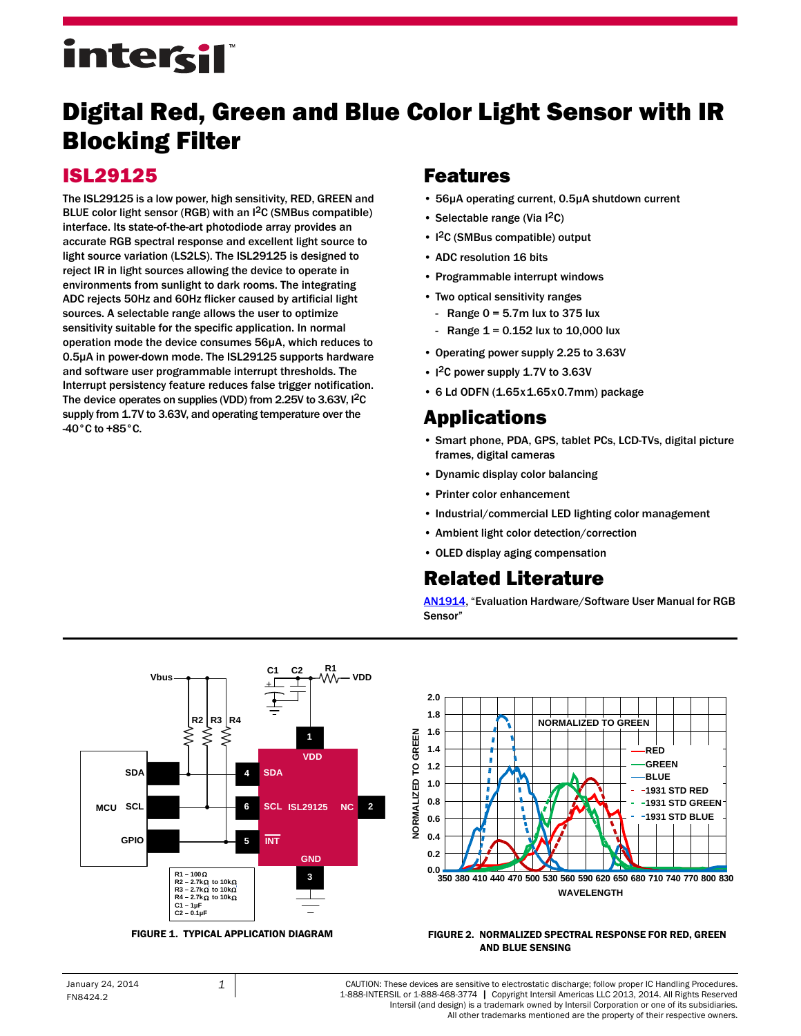# Digital Red, Green and Blue Color Light Sensor with IR Blocking Filter

## ISL29125

The ISL29125 is a low power, high sensitivity, RED, GREEN and BLUE color light sensor (RGB) with an $I^2C$ (SMBus compatible) interface. Its state-of-the-art photodiode array provides an accurate RGB spectral response and excellent light source to light source variation (LS2LS). The ISL29125 is designed to reject IR in light sources allowing the device to operate in environments from sunlight to dark rooms. The integrating ADC rejects 50Hz and 60Hz flicker caused by artificial light sources. A selectable range allows the user to optimize sensitivity suitable for the specific application. In normal operation mode the device consumes 56µA, which reduces to 0.5µA in power-down mode. The ISL29125 supports hardware and software user programmable interrupt thresholds. The Interrupt persistency feature reduces false trigger notification. The device operates on supplies (VDD) from 2.25V to 3.63V, $I^2C$ supply from 1.7V to 3.63V, and operating temperature over the -40°C to +85°C.

## Features

- 56µA operating current, 0.5µA shutdown current
- Selectable range (Via $I^2C$)
- $I^2C$ (SMBus compatible) output
- ADC resolution 16 bits
- Programmable interrupt windows
- Two optical sensitivity ranges
  - Range 0 = 5.7m lux to 375 lux
  - Range 1 = 0.152 lux to 10,000 lux
- Operating power supply 2.25 to 3.63V
- $I^2C$ power supply 1.7V to 3.63V
- 6 Ld ODFN (1.65x1.65x0.7mm) package

## Applications

- Smart phone, PDA, GPS, tablet PCs, LCD-TVs, digital picture frames, digital cameras
- Dynamic display color balancing
- Printer color enhancement
- Industrial/commercial LED lighting color management
- Ambient light color detection/correction
- OLED display aging compensation

## Related Literature

AN1914, "Evaluation Hardware/Software User Manual for RGB Sensor"

R1 – 100Ω
R2 – 2.7kΩ to 10kΩ
R3 – 2.7kΩ to 10kΩ
R4 – 2.7kΩ to 10kΩ
C1 – 1µF
C2 – 0.1µF

FIGURE 1. TYPICAL APPLICATION DIAGRAM

FIGURE 2. NORMALIZED SPECTRAL RESPONSE FOR RED, GREEN AND BLUE SENSING

CAUTION: These devices are sensitive to electrostatic discharge; follow proper IC Handling Procedures.
1-888-INTERSIL or 1-888-468-3774 | Copyright Intersil Americas LLC 2013, 2014. All Rights Reserved
Intersil (and design) is a trademark owned by Intersil Corporation or one of its subsidiaries.
All other trademarks mentioned are the property of their respective owners.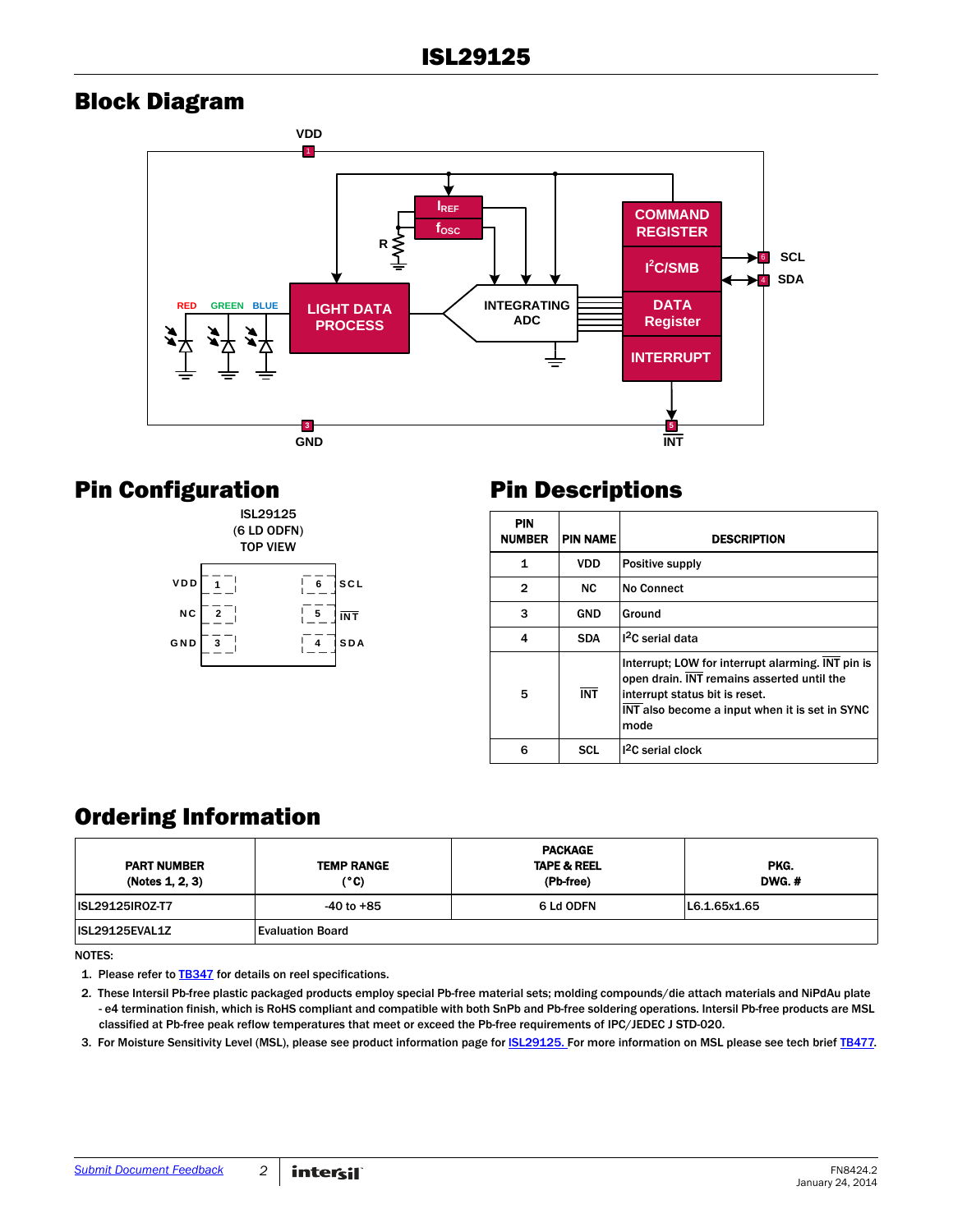## Block Diagram

## Pin Configuration

ISL29125
(6 LD ODFN)
TOP VIEW

| | | | |
|---|---|---|---|
| VDD | 1 | 6 | SCL |
| NC | 2 | 5 | $\overline{INT}$ |
| GND | 3 | 4 | SDA |

## Pin Descriptions

| PIN NUMBER | PIN NAME | DESCRIPTION |
|---|---|---|
| 1 | VDD | Positive supply |
| 2 | NC | No Connect |
| 3 | GND | Ground |
| 4 | SDA | $I^2C$ serial data |
| 5 | $\overline{INT}$ | Interrupt; LOW for interrupt alarming. $\overline{INT}$ pin is open drain. $\overline{INT}$ remains asserted until the interrupt status bit is reset. $\overline{INT}$ also become a input when it is set in SYNC mode |
| 6 | SCL | $I^2C$ serial clock |

## Ordering Information

| PART NUMBER (Notes 1, 2, 3) | TEMP RANGE (°C) | PACKAGE TAPE & REEL (Pb-free) | PKG. DWG. # |
|---|---|---|---|
| ISL29125IROZ-T7 | -40 to +85 | 6 Ld ODFN | L6.1.65x1.65 |
| ISL29125EVAL1Z | Evaluation Board | | |

NOTES:

1. Please refer to TB347 for details on reel specifications.
2. These Intersil Pb-free plastic packaged products employ special Pb-free material sets; molding compounds/die attach materials and NiPdAu plate - e4 termination finish, which is RoHS compliant and compatible with both SnPb and Pb-free soldering operations. Intersil Pb-free products are MSL classified at Pb-free peak reflow temperatures that meet or exceed the Pb-free requirements of IPC/JEDEC J STD-020.
3. For Moisture Sensitivity Level (MSL), please see product information page for ISL29125. For more information on MSL please see tech brief TB477.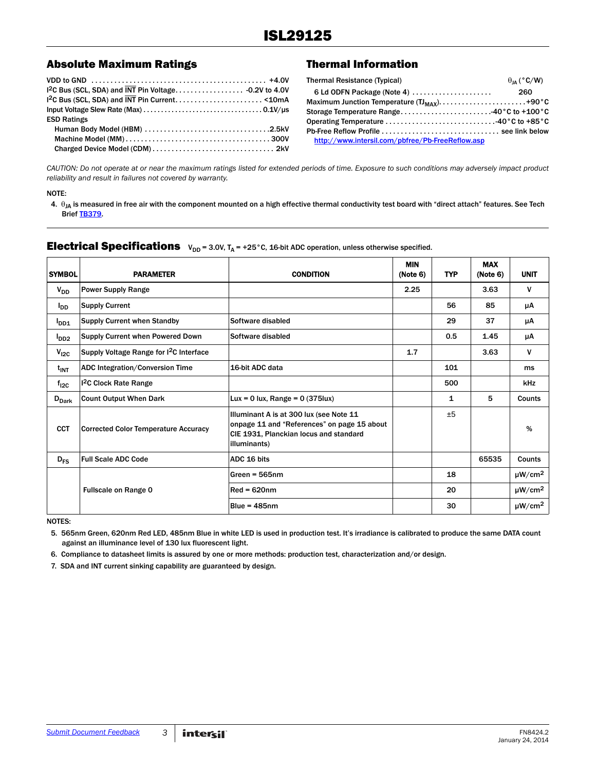## Absolute Maximum Ratings

VDD to GND . . . . . . . . . . . . . . . . . . . . . . . . . . . . . . . . . . . . . . . . . . . . . +4.0V
$I^2C$ Bus (SCL, SDA) and $\overline{INT}$ Pin Voltage. . . . . . . . . . . . . . . . . . . -0.2V to 4.0V
$I^2C$ Bus (SCL, SDA) and $\overline{INT}$ Pin Current. . . . . . . . . . . . . . . . . . . . . . . <10mA
Input Voltage Slew Rate (Max) . . . . . . . . . . . . . . . . . . . . . . . . . . . . . . . . . 0.1V/µs
ESD Ratings
Human Body Model (HBM) . . . . . . . . . . . . . . . . . . . . . . . . . . . . . . . . 2.5kV
Machine Model (MM) . . . . . . . . . . . . . . . . . . . . . . . . . . . . . . . . . . . . . 300V
Charged Device Model (CDM) . . . . . . . . . . . . . . . . . . . . . . . . . . . . . . . 2kV

## Thermal Information

| Thermal Resistance (Typical) | $\theta_{JA}$ (°C/W) |
|---|---|
| 6 Ld ODFN Package (Note 4) | 260 |

Maximum Junction Temperature ($TJ_{MAX}$). . . . . . . . . . . . . . . . . . . . . . . +90°C
Storage Temperature Range. . . . . . . . . . . . . . . . . . . . . . . . -40°C to +100°C
Operating Temperature . . . . . . . . . . . . . . . . . . . . . . . . . . . . -40°C to +85°C
Pb-Free Reflow Profile . . . . . . . . . . . . . . . . . . . . . . . . . . . . . . see link below
http://www.intersil.com/pbfree/Pb-FreeReflow.asp

*CAUTION: Do not operate at or near the maximum ratings listed for extended periods of time. Exposure to such conditions may adversely impact product reliability and result in failures not covered by warranty.*

NOTE:

4. $\theta_{JA}$ is measured in free air with the component mounted on a high effective thermal conductivity test board with "direct attach" features. See Tech Brief TB379.

## Electrical Specifications

$V_{DD}$ = 3.0V, $T_A$ = +25°C, 16-bit ADC operation, unless otherwise specified.

| SYMBOL | PARAMETER | CONDITION | MIN (Note 6) | TYP | MAX (Note 6) | UNIT |
|---|---|---|---|---|---|---|
| $V_{DD}$ | Power Supply Range | | 2.25 | | 3.63 | V |
| $I_{DD}$ | Supply Current | | | 56 | 85 | µA |
| $I_{DD1}$ | Supply Current when Standby | Software disabled | | 29 | 37 | µA |
| $I_{DD2}$ | Supply Current when Powered Down | Software disabled | | 0.5 | 1.45 | µA |
| $V_{I2C}$ | Supply Voltage Range for $I^2C$ Interface | | 1.7 | | 3.63 | V |
| $t_{INT}$ | ADC Integration/Conversion Time | 16-bit ADC data | | 101 | | ms |
| $f_{I2C}$ | $I^2C$ Clock Rate Range | | | 500 | | kHz |
| $D_{Dark}$ | Count Output When Dark | Lux = 0 lux, Range = 0 (375lux) | | 1 | 5 | Counts |
| CCT | Corrected Color Temperature Accuracy | Illuminant A is at 300 lux (see Note 11 onpage 11 and "References" on page 15 about CIE 1931, Planckian locus and standard illuminants) | | ±5 | | % |
| $D_{FS}$ | Full Scale ADC Code | ADC 16 bits | | | 65535 | Counts |
| | Fullscale on Range 0 | Green = 565nm | | 18 | | µW/cm$^2$ |
| | | Red = 620nm | | 20 | | µW/cm$^2$ |
| | | Blue = 485nm | | 30 | | µW/cm$^2$ |

NOTES:

5. 565nm Green, 620nm Red LED, 485nm Blue in white LED is used in production test. It's irradiance is calibrated to produce the same DATA count against an illuminance level of 130 lux fluorescent light.
6. Compliance to datasheet limits is assured by one or more methods: production test, characterization and/or design.
7. SDA and INT current sinking capability are guaranteed by design.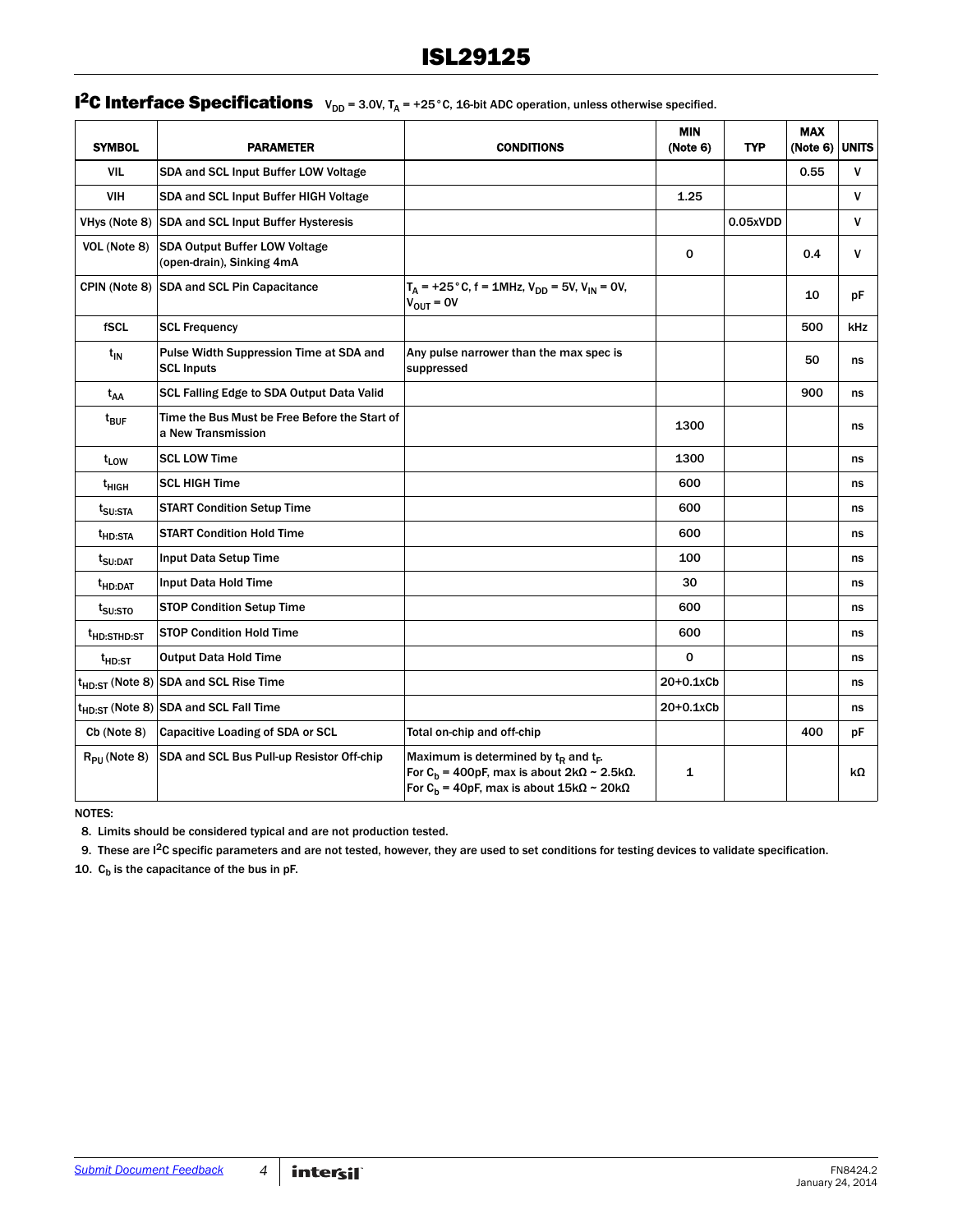## $I^2C$ Interface Specifications $V_{DD}$ = 3.0V, $T_A$ = +25°C, 16-bit ADC operation, unless otherwise specified.

| SYMBOL | PARAMETER | CONDITIONS | MIN (Note 6) | TYP | MAX (Note 6) | UNITS |
|---|---|---|---|---|---|---|
| VIL | SDA and SCL Input Buffer LOW Voltage | | | | 0.55 | V |
| VIH | SDA and SCL Input Buffer HIGH Voltage | | 1.25 | | | V |
| VHys (Note 8) | SDA and SCL Input Buffer Hysteresis | | | 0.05xVDD | | V |
| VOL (Note 8) | SDA Output Buffer LOW Voltage (open-drain), Sinking 4mA | | 0 | | 0.4 | V |
| CPIN (Note 8) | SDA and SCL Pin Capacitance | $T_A$ = +25°C, f = 1MHz, $V_{DD}$ = 5V, $V_{IN}$ = 0V, $V_{OUT}$ = 0V | | | 10 | pF |
| fSCL | SCL Frequency | | | | 500 | kHz |
| $t_{IN}$ | Pulse Width Suppression Time at SDA and SCL Inputs | Any pulse narrower than the max spec is suppressed | | | 50 | ns |
| $t_{AA}$ | SCL Falling Edge to SDA Output Data Valid | | | | 900 | ns |
| $t_{BUF}$ | Time the Bus Must be Free Before the Start of a New Transmission | | 1300 | | | ns |
| $t_{LOW}$ | SCL LOW Time | | 1300 | | | ns |
| $t_{HIGH}$ | SCL HIGH Time | | 600 | | | ns |
| $t_{SU:STA}$ | START Condition Setup Time | | 600 | | | ns |
| $t_{HD:STA}$ | START Condition Hold Time | | 600 | | | ns |
| $t_{SU:DAT}$ | Input Data Setup Time | | 100 | | | ns |
| $t_{HD:DAT}$ | Input Data Hold Time | | 30 | | | ns |
| $t_{SU:STO}$ | STOP Condition Setup Time | | 600 | | | ns |
| $t_{HD:STHD:ST}$ | STOP Condition Hold Time | | 600 | | | ns |
| $t_{HD:ST}$ | Output Data Hold Time | | 0 | | | ns |
| $t_{HD:ST}$ (Note 8) | SDA and SCL Rise Time | | 20+0.1xCb | | | ns |
| $t_{HD:ST}$ (Note 8) | SDA and SCL Fall Time | | 20+0.1xCb | | | ns |
| Cb (Note 8) | Capacitive Loading of SDA or SCL | Total on-chip and off-chip | | | 400 | pF |
| $R_{PU}$ (Note 8) | SDA and SCL Bus Pull-up Resistor Off-chip | Maximum is determined by $t_R$ and $t_F$. For $C_b$ = 400pF, max is about 2kΩ ~ 2.5kΩ. For $C_b$ = 40pF, max is about 15kΩ ~ 20kΩ | 1 | | | kΩ |

NOTES:

8. Limits should be considered typical and are not production tested.
9. These are $I^2C$ specific parameters and are not tested, however, they are used to set conditions for testing devices to validate specification.
10. $C_b$ is the capacitance of the bus in pF.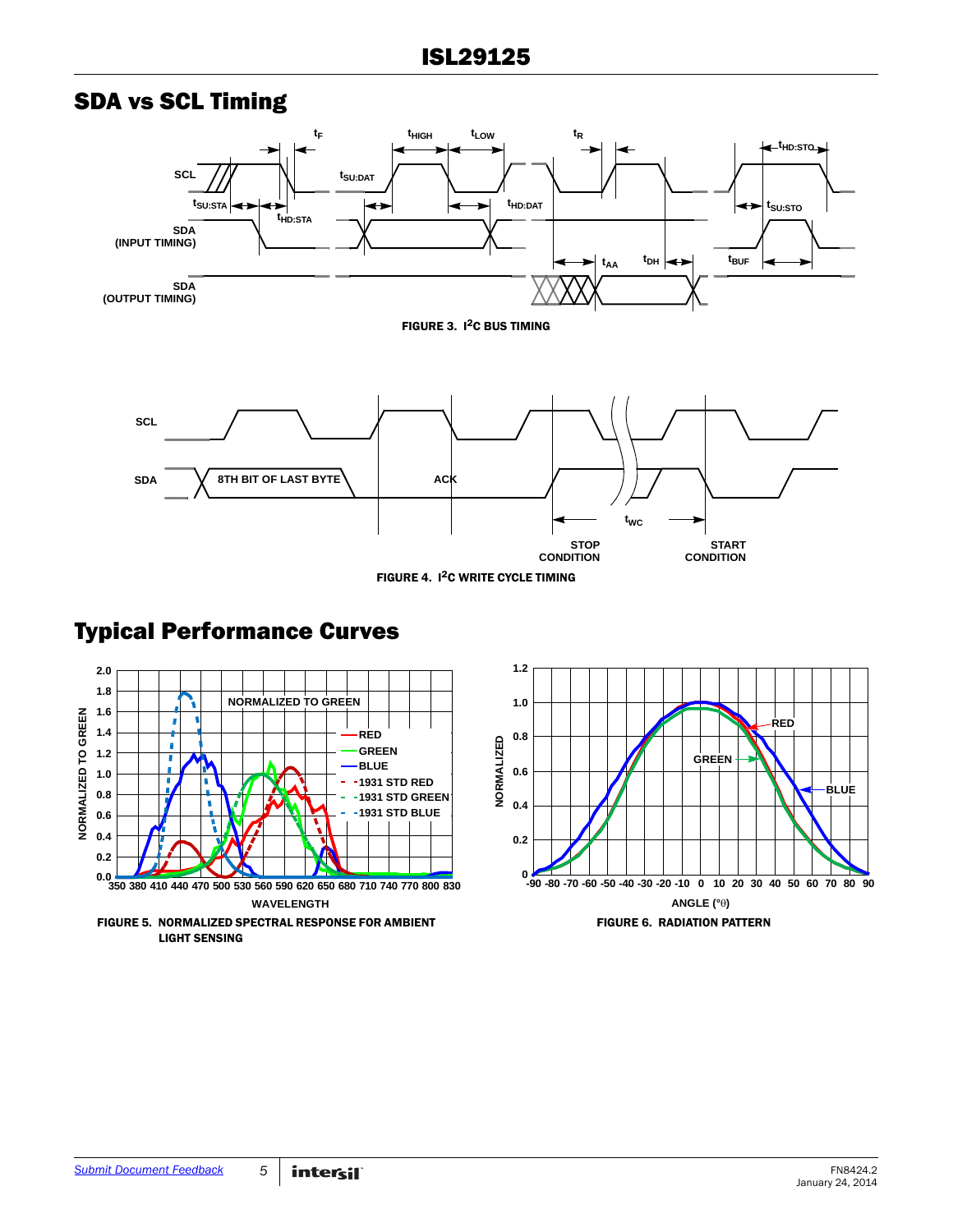## SDA vs SCL Timing

FIGURE 3. $I^2C$ BUS TIMING

FIGURE 4. $I^2C$ WRITE CYCLE TIMING

## Typical Performance Curves

FIGURE 5. NORMALIZED SPECTRAL RESPONSE FOR AMBIENT LIGHT SENSING

FIGURE 6. RADIATION PATTERN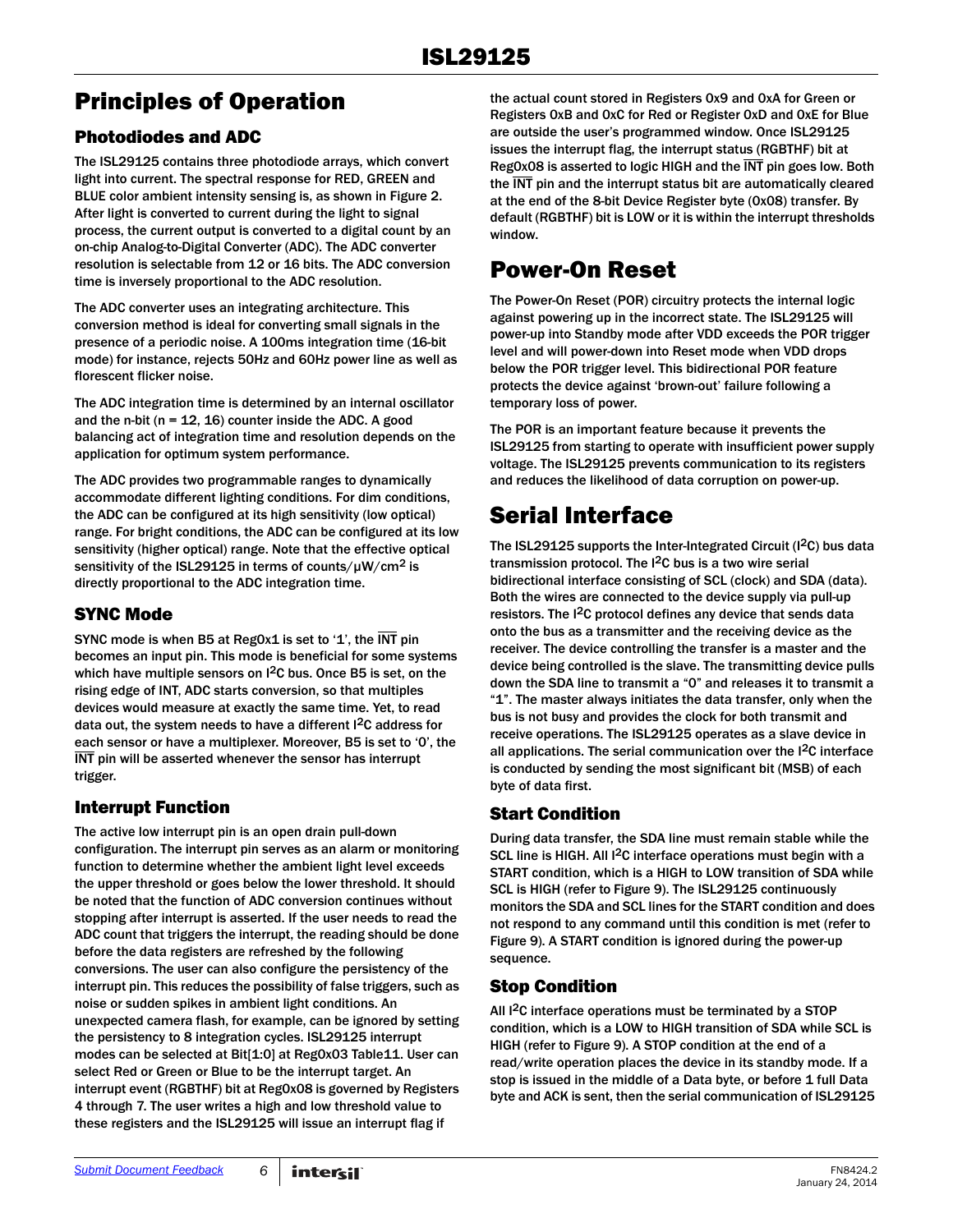# Principles of Operation

## Photodiodes and ADC

The ISL29125 contains three photodiode arrays, which convert light into current. The spectral response for RED, GREEN and BLUE color ambient intensity sensing is, as shown in Figure 2. After light is converted to current during the light to signal process, the current output is converted to a digital count by an on-chip Analog-to-Digital Converter (ADC). The ADC converter resolution is selectable from 12 or 16 bits. The ADC conversion time is inversely proportional to the ADC resolution.

The ADC converter uses an integrating architecture. This conversion method is ideal for converting small signals in the presence of a periodic noise. A 100ms integration time (16-bit mode) for instance, rejects 50Hz and 60Hz power line as well as florescent flicker noise.

The ADC integration time is determined by an internal oscillator and the n-bit (n = 12, 16) counter inside the ADC. A good balancing act of integration time and resolution depends on the application for optimum system performance.

The ADC provides two programmable ranges to dynamically accommodate different lighting conditions. For dim conditions, the ADC can be configured at its high sensitivity (low optical) range. For bright conditions, the ADC can be configured at its low sensitivity (higher optical) range. Note that the effective optical sensitivity of the ISL29125 in terms of counts/µW/$cm^2$ is directly proportional to the ADC integration time.

## SYNC Mode

SYNC mode is when B5 at Reg0x1 is set to '1', the $\overline{\text{INT}}$ pin becomes an input pin. This mode is beneficial for some systems which have multiple sensors on $I^2C$ bus. Once B5 is set, on the rising edge of INT, ADC starts conversion, so that multiples devices would measure at exactly the same time. Yet, to read data out, the system needs to have a different $I^2C$ address for each sensor or have a multiplexer. Moreover, B5 is set to '0', the $\overline{\text{INT}}$ pin will be asserted whenever the sensor has interrupt trigger.

## Interrupt Function

The active low interrupt pin is an open drain pull-down configuration. The interrupt pin serves as an alarm or monitoring function to determine whether the ambient light level exceeds the upper threshold or goes below the lower threshold. It should be noted that the function of ADC conversion continues without stopping after interrupt is asserted. If the user needs to read the ADC count that triggers the interrupt, the reading should be done before the data registers are refreshed by the following conversions. The user can also configure the persistency of the interrupt pin. This reduces the possibility of false triggers, such as noise or sudden spikes in ambient light conditions. An unexpected camera flash, for example, can be ignored by setting the persistency to 8 integration cycles. ISL29125 interrupt modes can be selected at Bit[1:0] at Reg0x03 Table11. User can select Red or Green or Blue to be the interrupt target. An interrupt event (RGBTHF) bit at Reg0x08 is governed by Registers 4 through 7. The user writes a high and low threshold value to these registers and the ISL29125 will issue an interrupt flag if the actual count stored in Registers 0x9 and 0xA for Green or Registers 0xB and 0xC for Red or Register 0xD and 0xE for Blue are outside the user's programmed window. Once ISL29125 issues the interrupt flag, the interrupt status (RGBTHF) bit at Reg0x08 is asserted to logic HIGH and the $\overline{\text{INT}}$ pin goes low. Both the $\overline{\text{INT}}$ pin and the interrupt status bit are automatically cleared at the end of the 8-bit Device Register byte (0x08) transfer. By default (RGBTHF) bit is LOW or it is within the interrupt thresholds window.

# Power-On Reset

The Power-On Reset (POR) circuitry protects the internal logic against powering up in the incorrect state. The ISL29125 will power-up into Standby mode after VDD exceeds the POR trigger level and will power-down into Reset mode when VDD drops below the POR trigger level. This bidirectional POR feature protects the device against 'brown-out' failure following a temporary loss of power.

The POR is an important feature because it prevents the ISL29125 from starting to operate with insufficient power supply voltage. The ISL29125 prevents communication to its registers and reduces the likelihood of data corruption on power-up.

# Serial Interface

The ISL29125 supports the Inter-Integrated Circuit ($I^2C$) bus data transmission protocol. The $I^2C$ bus is a two wire serial bidirectional interface consisting of SCL (clock) and SDA (data). Both the wires are connected to the device supply via pull-up resistors. The $I^2C$ protocol defines any device that sends data onto the bus as a transmitter and the receiving device as the receiver. The device controlling the transfer is a master and the device being controlled is the slave. The transmitting device pulls down the SDA line to transmit a "0" and releases it to transmit a "1". The master always initiates the data transfer, only when the bus is not busy and provides the clock for both transmit and receive operations. The ISL29125 operates as a slave device in all applications. The serial communication over the $I^2C$ interface is conducted by sending the most significant bit (MSB) of each byte of data first.

## Start Condition

During data transfer, the SDA line must remain stable while the SCL line is HIGH. All $I^2C$ interface operations must begin with a START condition, which is a HIGH to LOW transition of SDA while SCL is HIGH (refer to Figure 9). The ISL29125 continuously monitors the SDA and SCL lines for the START condition and does not respond to any command until this condition is met (refer to Figure 9). A START condition is ignored during the power-up sequence.

## Stop Condition

All $I^2C$ interface operations must be terminated by a STOP condition, which is a LOW to HIGH transition of SDA while SCL is HIGH (refer to Figure 9). A STOP condition at the end of a read/write operation places the device in its standby mode. If a stop is issued in the middle of a Data byte, or before 1 full Data byte and ACK is sent, then the serial communication of ISL29125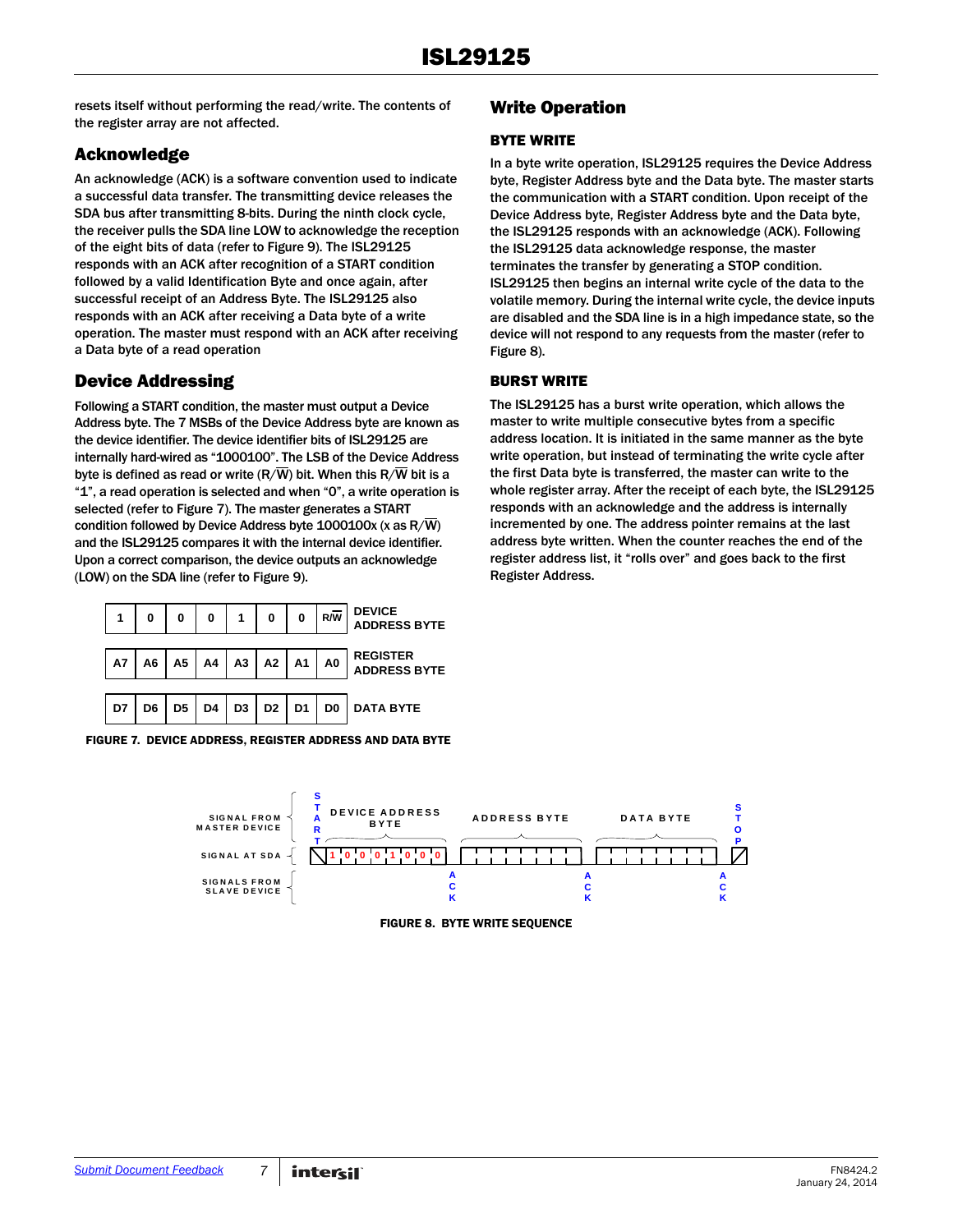resets itself without performing the read/write. The contents of the register array are not affected.

## Acknowledge

An acknowledge (ACK) is a software convention used to indicate a successful data transfer. The transmitting device releases the SDA bus after transmitting 8-bits. During the ninth clock cycle, the receiver pulls the SDA line LOW to acknowledge the reception of the eight bits of data (refer to Figure 9). The ISL29125 responds with an ACK after recognition of a START condition followed by a valid Identification Byte and once again, after successful receipt of an Address Byte. The ISL29125 also responds with an ACK after receiving a Data byte of a write operation. The master must respond with an ACK after receiving a Data byte of a read operation

## Device Addressing

Following a START condition, the master must output a Device Address byte. The 7 MSBs of the Device Address byte are known as the device identifier. The device identifier bits of ISL29125 are internally hard-wired as “1000100”. The LSB of the Device Address byte is defined as read or write ($R/\overline{W}$) bit. When this $R/\overline{W}$ bit is a “1”, a read operation is selected and when “0”, a write operation is selected (refer to Figure 7). The master generates a START condition followed by Device Address byte 1000100x (x as $R/\overline{W}$) and the ISL29125 compares it with the internal device identifier. Upon a correct comparison, the device outputs an acknowledge (LOW) on the SDA line (refer to Figure 9).

| | | | | | | | | |
|---|---|---|---|---|---|---|---|---|
| 1 | 0 | 0 | 0 | 1 | 0 | 0 | $R/\overline{W}$ | DEVICE ADDRESS BYTE |
| A7 | A6 | A5 | A4 | A3 | A2 | A1 | A0 | REGISTER ADDRESS BYTE |
| D7 | D6 | D5 | D4 | D3 | D2 | D1 | D0 | DATA BYTE |

FIGURE 7. DEVICE ADDRESS, REGISTER ADDRESS AND DATA BYTE

## Write Operation

### BYTE WRITE

In a byte write operation, ISL29125 requires the Device Address byte, Register Address byte and the Data byte. The master starts the communication with a START condition. Upon receipt of the Device Address byte, Register Address byte and the Data byte, the ISL29125 responds with an acknowledge (ACK). Following the ISL29125 data acknowledge response, the master terminates the transfer by generating a STOP condition. ISL29125 then begins an internal write cycle of the data to the volatile memory. During the internal write cycle, the device inputs are disabled and the SDA line is in a high impedance state, so the device will not respond to any requests from the master (refer to Figure 8).

### BURST WRITE

The ISL29125 has a burst write operation, which allows the master to write multiple consecutive bytes from a specific address location. It is initiated in the same manner as the byte write operation, but instead of terminating the write cycle after the first Data byte is transferred, the master can write to the whole register array. After the receipt of each byte, the ISL29125 responds with an acknowledge and the address is internally incremented by one. The address pointer remains at the last address byte written. When the counter reaches the end of the register address list, it “rolls over” and goes back to the first Register Address.

SIGNAL FROM MASTER DEVICE: START, DEVICE ADDRESS BYTE, ADDRESS BYTE, DATA BYTE, STOP
SIGNAL AT SDA: 1 0 0 0 1 0 0 0
SIGNALS FROM SLAVE DEVICE: ACK, ACK, ACK

FIGURE 8. BYTE WRITE SEQUENCE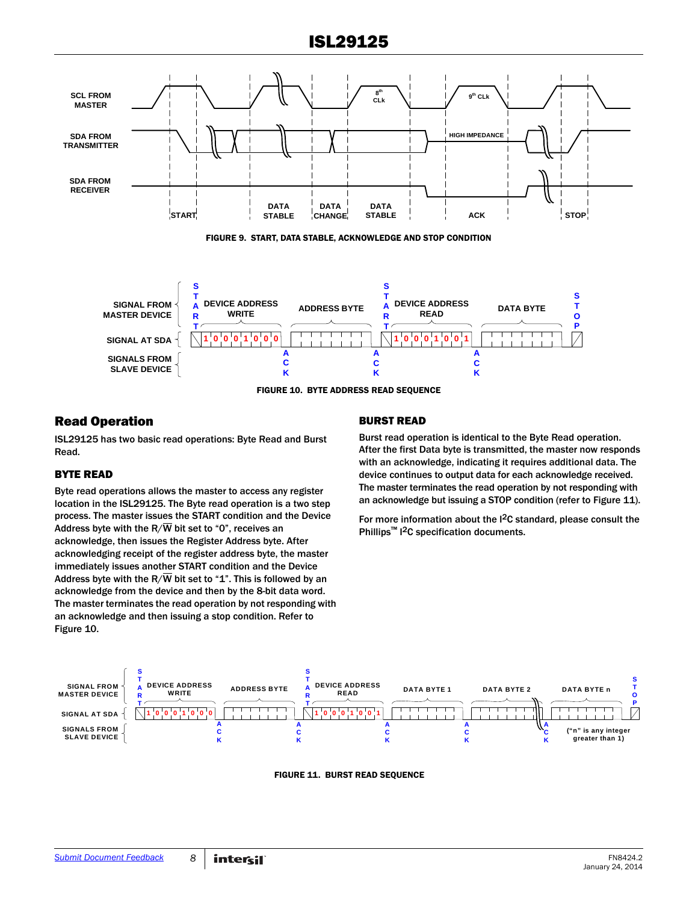FIGURE 9. START, DATA STABLE, ACKNOWLEDGE AND STOP CONDITION

FIGURE 10. BYTE ADDRESS READ SEQUENCE

## Read Operation

ISL29125 has two basic read operations: Byte Read and Burst Read.

### BYTE READ

Byte read operations allows the master to access any register location in the ISL29125. The Byte read operation is a two step process. The master issues the START condition and the Device Address byte with the R/$\overline{W}$ bit set to "0", receives an acknowledge, then issues the Register Address byte. After acknowledging receipt of the register address byte, the master immediately issues another START condition and the Device Address byte with the R/$\overline{W}$ bit set to "1". This is followed by an acknowledge from the device and then by the 8-bit data word. The master terminates the read operation by not responding with an acknowledge and then issuing a stop condition. Refer to Figure 10.

### BURST READ

Burst read operation is identical to the Byte Read operation. After the first Data byte is transmitted, the master now responds with an acknowledge, indicating it requires additional data. The device continues to output data for each acknowledge received. The master terminates the read operation by not responding with an acknowledge but issuing a STOP condition (refer to Figure 11).

For more information about the I²C standard, please consult the Phillips™ I²C specification documents.

FIGURE 11. BURST READ SEQUENCE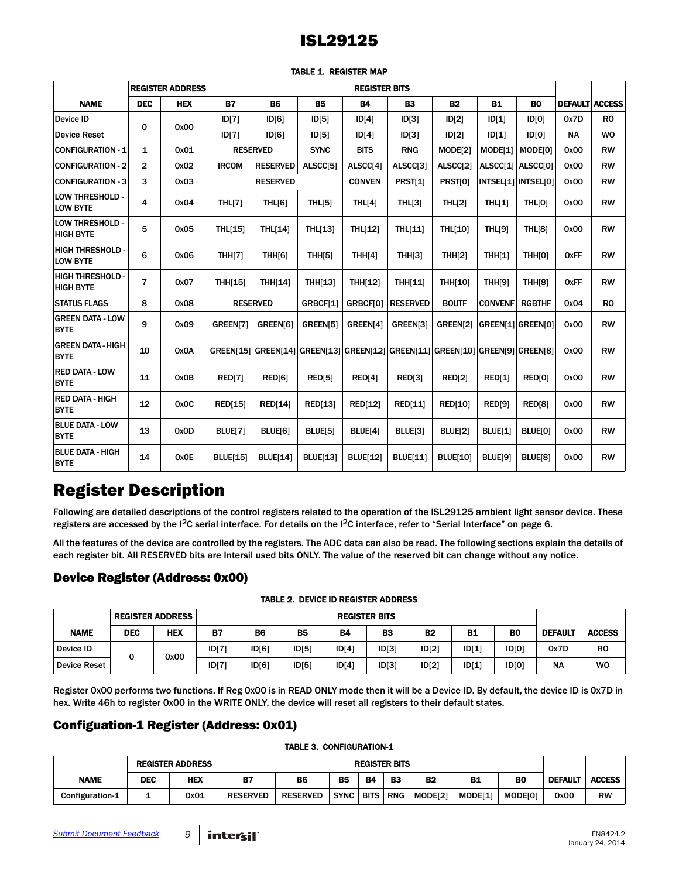**TABLE 1. REGISTER MAP**

| NAME | REGISTER ADDRESS | | REGISTER BITS | | | | | | | | DEFAULT | ACCESS |
|---|---|---|---|---|---|---|---|---|---|---|---|---|
| | DEC | HEX | B7 | B6 | B5 | B4 | B3 | B2 | B1 | B0 | | |
| Device ID | 0 | 0x00 | ID[7] | ID[6] | ID[5] | ID[4] | ID[3] | ID[2] | ID[1] | ID[0] | 0x7D | RO |
| Device Reset | | | ID[7] | ID[6] | ID[5] | ID[4] | ID[3] | ID[2] | ID[1] | ID[0] | NA | WO |
| CONFIGURATION - 1 | 1 | 0x01 | RESERVED | | SYNC | BITS | RNG | MODE[2] | MODE[1] | MODE[0] | 0x00 | RW |
| CONFIGURATION - 2 | 2 | 0x02 | IRCOM | RESERVED | ALSCC[5] | ALSCC[4] | ALSCC[3] | ALSCC[2] | ALSCC[1] | ALSCC[0] | 0x00 | RW |
| CONFIGURATION - 3 | 3 | 0x03 | RESERVED | | | CONVEN | PRST[1] | PRST[0] | INTSEL[1] | INTSEL[0] | 0x00 | RW |
| LOW THRESHOLD - LOW BYTE | 4 | 0x04 | THL[7] | THL[6] | THL[5] | THL[4] | THL[3] | THL[2] | THL[1] | THL[0] | 0x00 | RW |
| LOW THRESHOLD - HIGH BYTE | 5 | 0x05 | THL[15] | THL[14] | THL[13] | THL[12] | THL[11] | THL[10] | THL[9] | THL[8] | 0x00 | RW |
| HIGH THRESHOLD - LOW BYTE | 6 | 0x06 | THH[7] | THH[6] | THH[5] | THH[4] | THH[3] | THH[2] | THH[1] | THH[0] | 0xFF | RW |
| HIGH THRESHOLD - HIGH BYTE | 7 | 0x07 | THH[15] | THH[14] | THH[13] | THH[12] | THH[11] | THH[10] | THH[9] | THH[8] | 0xFF | RW |
| STATUS FLAGS | 8 | 0x08 | RESERVED | | GRBCF[1] | GRBCF[0] | RESERVED | BOUTF | CONVENF | RGBTHF | 0x04 | RO |
| GREEN DATA - LOW BYTE | 9 | 0x09 | GREEN[7] | GREEN[6] | GREEN[5] | GREEN[4] | GREEN[3] | GREEN[2] | GREEN[1] | GREEN[0] | 0x00 | RW |
| GREEN DATA - HIGH BYTE | 10 | 0x0A | GREEN[15] | GREEN[14] | GREEN[13] | GREEN[12] | GREEN[11] | GREEN[10] | GREEN[9] | GREEN[8] | 0x00 | RW |
| RED DATA - LOW BYTE | 11 | 0x0B | RED[7] | RED[6] | RED[5] | RED[4] | RED[3] | RED[2] | RED[1] | RED[0] | 0x00 | RW |
| RED DATA - HIGH BYTE | 12 | 0x0C | RED[15] | RED[14] | RED[13] | RED[12] | RED[11] | RED[10] | RED[9] | RED[8] | 0x00 | RW |
| BLUE DATA - LOW BYTE | 13 | 0x0D | BLUE[7] | BLUE[6] | BLUE[5] | BLUE[4] | BLUE[3] | BLUE[2] | BLUE[1] | BLUE[0] | 0x00 | RW |
| BLUE DATA - HIGH BYTE | 14 | 0x0E | BLUE[15] | BLUE[14] | BLUE[13] | BLUE[12] | BLUE[11] | BLUE[10] | BLUE[9] | BLUE[8] | 0x00 | RW |

# Register Description

Following are detailed descriptions of the control registers related to the operation of the ISL29125 ambient light sensor device. These registers are accessed by the I$^2$C serial interface. For details on the I$^2$C interface, refer to "Serial Interface" on page 6.

All the features of the device are controlled by the registers. The ADC data can also be read. The following sections explain the details of each register bit. All RESERVED bits are Intersil used bits ONLY. The value of the reserved bit can change without any notice.

## Device Register (Address: 0x00)

**TABLE 2. DEVICE ID REGISTER ADDRESS**

| NAME | REGISTER ADDRESS | | REGISTER BITS | | | | | | | | DEFAULT | ACCESS |
|---|---|---|---|---|---|---|---|---|---|---|---|---|
| | DEC | HEX | B7 | B6 | B5 | B4 | B3 | B2 | B1 | B0 | | |
| Device ID | 0 | 0x00 | ID[7] | ID[6] | ID[5] | ID[4] | ID[3] | ID[2] | ID[1] | ID[0] | 0x7D | RO |
| Device Reset | | | ID[7] | ID[6] | ID[5] | ID[4] | ID[3] | ID[2] | ID[1] | ID[0] | NA | WO |

Register 0x00 performs two functions. If Reg 0x00 is in READ ONLY mode then it will be a Device ID. By default, the device ID is 0x7D in hex. Write 46h to register 0x00 in the WRITE ONLY, the device will reset all registers to their default states.

## Configuation-1 Register (Address: 0x01)

**TABLE 3. CONFIGURATION-1**

| NAME | REGISTER ADDRESS | | REGISTER BITS | | | | | | | | DEFAULT | ACCESS |
|---|---|---|---|---|---|---|---|---|---|---|---|---|
| | DEC | HEX | B7 | B6 | B5 | B4 | B3 | B2 | B1 | B0 | | |
| Configuration-1 | 1 | 0x01 | RESERVED | RESERVED | SYNC | BITS | RNG | MODE[2] | MODE[1] | MODE[0] | 0x00 | RW |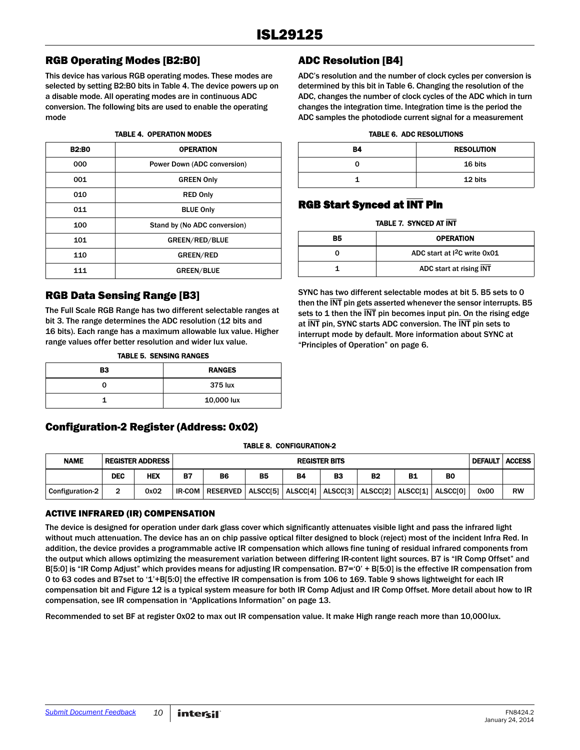## RGB Operating Modes [B2:B0]

This device has various RGB operating modes. These modes are selected by setting B2:B0 bits in Table 4. The device powers up on a disable mode. All operating modes are in continuous ADC conversion. The following bits are used to enable the operating mode

**TABLE 4. OPERATION MODES**

| B2:B0 | OPERATION |
|---|---|
| 000 | Power Down (ADC conversion) |
| 001 | GREEN Only |
| 010 | RED Only |
| 011 | BLUE Only |
| 100 | Stand by (No ADC conversion) |
| 101 | GREEN/RED/BLUE |
| 110 | GREEN/RED |
| 111 | GREEN/BLUE |

## RGB Data Sensing Range [B3]

The Full Scale RGB Range has two different selectable ranges at bit 3. The range determines the ADC resolution (12 bits and 16 bits). Each range has a maximum allowable lux value. Higher range values offer better resolution and wider lux value.

**TABLE 5. SENSING RANGES**

| B3 | RANGES |
|---|---|
| 0 | 375 lux |
| 1 | 10,000 lux |

## ADC Resolution [B4]

ADC's resolution and the number of clock cycles per conversion is determined by this bit in Table 6. Changing the resolution of the ADC, changes the number of clock cycles of the ADC which in turn changes the integration time. Integration time is the period the ADC samples the photodiode current signal for a measurement

**TABLE 6. ADC RESOLUTIONS**

| B4 | RESOLUTION |
|---|---|
| 0 | 16 bits |
| 1 | 12 bits |

## RGB Start Synced at $\overline{\text{INT}}$ Pin

**TABLE 7. SYNCED AT $\overline{\text{INT}}$**

| B5 | OPERATION |
|---|---|
| 0 | ADC start at I²C write 0x01 |
| 1 | ADC start at rising $\overline{\text{INT}}$ |

SYNC has two different selectable modes at bit 5. B5 sets to 0 then the $\overline{\text{INT}}$ pin gets asserted whenever the sensor interrupts. B5 sets to 1 then the $\overline{\text{INT}}$ pin becomes input pin. On the rising edge at $\overline{\text{INT}}$ pin, SYNC starts ADC conversion. The $\overline{\text{INT}}$ pin sets to interrupt mode by default. More information about SYNC at "Principles of Operation" on page 6.

## Configuration-2 Register (Address: 0x02)

**TABLE 8. CONFIGURATION-2**

| NAME | REGISTER ADDRESS | | REGISTER BITS | | | | | | | | DEFAULT | ACCESS |
|---|---|---|---|---|---|---|---|---|---|---|---|---|
| | DEC | HEX | B7 | B6 | B5 | B4 | B3 | B2 | B1 | B0 | | |
| Configuration-2 | 2 | 0x02 | IR-COM | RESERVED | ALSCC[5] | ALSCC[4] | ALSCC[3] | ALSCC[2] | ALSCC[1] | ALSCC[0] | 0x00 | RW |

### ACTIVE INFRARED (IR) COMPENSATION

The device is designed for operation under dark glass cover which significantly attenuates visible light and pass the infrared light without much attenuation. The device has an on chip passive optical filter designed to block (reject) most of the incident Infra Red. In addition, the device provides a programmable active IR compensation which allows fine tuning of residual infrared components from the output which allows optimizing the measurement variation between differing IR-content light sources. B7 is "IR Comp Offset" and B[5:0] is "IR Comp Adjust" which provides means for adjusting IR compensation. B7='0' + B[5:0] is the effective IR compensation from 0 to 63 codes and B7set to '1'+B[5:0] the effective IR compensation is from 106 to 169. Table 9 shows lightweight for each IR compensation bit and Figure 12 is a typical system measure for both IR Comp Adjust and IR Comp Offset. More detail about how to IR compensation, see IR compensation in "Applications Information" on page 13.

Recommended to set BF at register 0x02 to max out IR compensation value. It make High range reach more than 10,000lux.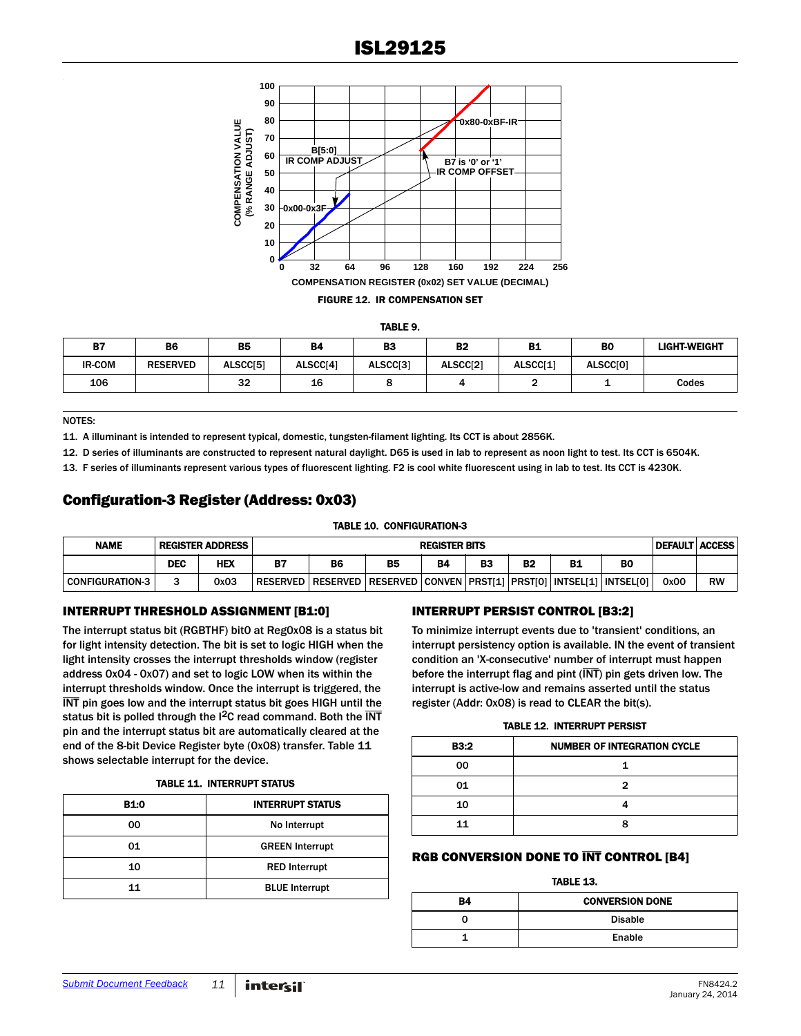FIGURE 12. IR COMPENSATION SET

TABLE 9.

| B7 | B6 | B5 | B4 | B3 | B2 | B1 | B0 | LIGHT-WEIGHT |
|---|---|---|---|---|---|---|---|---|
| IR-COM | RESERVED | ALSCC[5] | ALSCC[4] | ALSCC[3] | ALSCC[2] | ALSCC[1] | ALSCC[0] | |
| 106 | | 32 | 16 | 8 | 4 | 2 | 1 | Codes |

NOTES:

11. A illuminant is intended to represent typical, domestic, tungsten-filament lighting. Its CCT is about 2856K.
12. D series of illuminants are constructed to represent natural daylight. D65 is used in lab to represent as noon light to test. Its CCT is 6504K.
13. F series of illuminants represent various types of fluorescent lighting. F2 is cool white fluorescent using in lab to test. Its CCT is 4230K.

## Configuration-3 Register (Address: 0x03)

TABLE 10. CONFIGURATION-3

| NAME | REGISTER ADDRESS | | REGISTER BITS | | | | | | | | DEFAULT | ACCESS |
|---|---|---|---|---|---|---|---|---|---|---|---|---|
| | DEC | HEX | B7 | B6 | B5 | B4 | B3 | B2 | B1 | B0 | | |
| CONFIGURATION-3 | 3 | 0x03 | RESERVED | RESERVED | RESERVED | CONVEN | PRST[1] | PRST[0] | INTSEL[1] | INTSEL[0] | 0x00 | RW |

### INTERRUPT THRESHOLD ASSIGNMENT [B1:0]

The interrupt status bit (RGBTHF) bit0 at Reg0x08 is a status bit for light intensity detection. The bit is set to logic HIGH when the light intensity crosses the interrupt thresholds window (register address 0x04 - 0x07) and set to logic LOW when its within the interrupt thresholds window. Once the interrupt is triggered, the INT pin goes low and the interrupt status bit goes HIGH until the status bit is polled through the $I^2C$ read command. Both the INT pin and the interrupt status bit are automatically cleared at the end of the 8-bit Device Register byte (0x08) transfer. Table 11 shows selectable interrupt for the device.

TABLE 11. INTERRUPT STATUS

| B1:0 | INTERRUPT STATUS |
|---|---|
| 00 | No Interrupt |
| 01 | GREEN Interrupt |
| 10 | RED Interrupt |
| 11 | BLUE Interrupt |

### INTERRUPT PERSIST CONTROL [B3:2]

To minimize interrupt events due to 'transient' conditions, an interrupt persistency option is available. IN the event of transient condition an 'X-consecutive' number of interrupt must happen before the interrupt flag and pint (INT) pin gets driven low. The interrupt is active-low and remains asserted until the status register (Addr: 0x08) is read to CLEAR the bit(s).

TABLE 12. INTERRUPT PERSIST

| B3:2 | NUMBER OF INTEGRATION CYCLE |
|---|---|
| 00 | 1 |
| 01 | 2 |
| 10 | 4 |
| 11 | 8 |

### RGB CONVERSION DONE TO INT CONTROL [B4]

TABLE 13.

| B4 | CONVERSION DONE |
|---|---|
| 0 | Disable |
| 1 | Enable |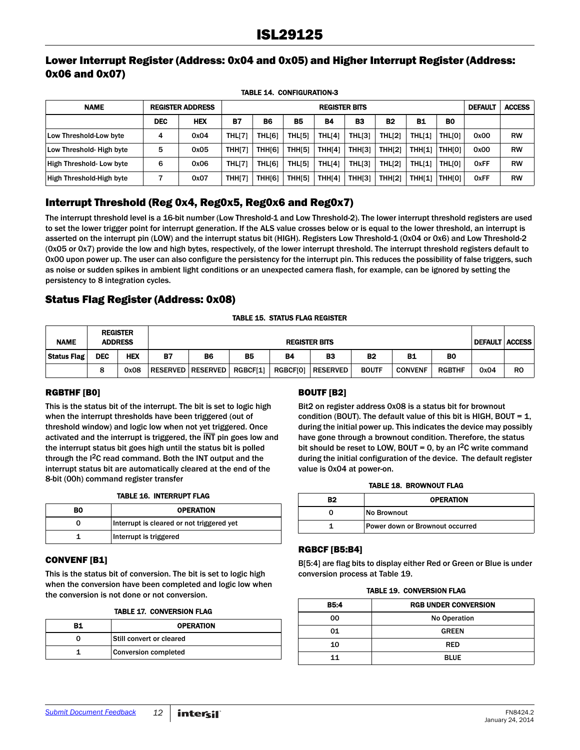## Lower Interrupt Register (Address: 0x04 and 0x05) and Higher Interrupt Register (Address: 0x06 and 0x07)

TABLE 14. CONFIGURATION-3

| NAME | REGISTER ADDRESS | | REGISTER BITS | | | | | | | | DEFAULT | ACCESS |
|---|---|---|---|---|---|---|---|---|---|---|---|---|
| | DEC | HEX | B7 | B6 | B5 | B4 | B3 | B2 | B1 | B0 | | |
| Low Threshold-Low byte | 4 | 0x04 | THL[7] | THL[6] | THL[5] | THL[4] | THL[3] | THL[2] | THL[1] | THL[0] | 0x00 | RW |
| Low Threshold- High byte | 5 | 0x05 | THH[7] | THH[6] | THH[5] | THH[4] | THH[3] | THH[2] | THH[1] | THH[0] | 0x00 | RW |
| High Threshold- Low byte | 6 | 0x06 | THL[7] | THL[6] | THL[5] | THL[4] | THL[3] | THL[2] | THL[1] | THL[0] | 0xFF | RW |
| High Threshold-High byte | 7 | 0x07 | THH[7] | THH[6] | THH[5] | THH[4] | THH[3] | THH[2] | THH[1] | THH[0] | 0xFF | RW |

## Interrupt Threshold (Reg 0x4, Reg0x5, Reg0x6 and Reg0x7)

The interrupt threshold level is a 16-bit number (Low Threshold-1 and Low Threshold-2). The lower interrupt threshold registers are used to set the lower trigger point for interrupt generation. If the ALS value crosses below or is equal to the lower threshold, an interrupt is asserted on the interrupt pin (LOW) and the interrupt status bit (HIGH). Registers Low Threshold-1 (0x04 or 0x6) and Low Threshold-2 (0x05 or 0x7) provide the low and high bytes, respectively, of the lower interrupt threshold. The interrupt threshold registers default to 0x00 upon power up. The user can also configure the persistency for the interrupt pin. This reduces the possibility of false triggers, such as noise or sudden spikes in ambient light conditions or an unexpected camera flash, for example, can be ignored by setting the persistency to 8 integration cycles.

## Status Flag Register (Address: 0x08)

TABLE 15. STATUS FLAG REGISTER

| NAME | REGISTER ADDRESS | | REGISTER BITS | | | | | | | | DEFAULT | ACCESS |
|---|---|---|---|---|---|---|---|---|---|---|---|---|
| Status Flag | DEC | HEX | B7 | B6 | B5 | B4 | B3 | B2 | B1 | B0 | | |
| | 8 | 0x08 | RESERVED | RESERVED | RGBCF[1] | RGBCF[0] | RESERVED | BOUTF | CONVENF | RGBTHF | 0x04 | RO |

### RGBTHF [B0]

This is the status bit of the interrupt. The bit is set to logic high when the interrupt thresholds have been triggered (out of threshold window) and logic low when not yet triggered. Once activated and the interrupt is triggered, the $\overline{INT}$ pin goes low and the interrupt status bit goes high until the status bit is polled through the I²C read command. Both the INT output and the interrupt status bit are automatically cleared at the end of the 8-bit (00h) command register transfer

TABLE 16. INTERRUPT FLAG

| B0 | OPERATION |
|---|---|
| 0 | Interrupt is cleared or not triggered yet |
| 1 | Interrupt is triggered |

### CONVENF [B1]

This is the status bit of conversion. The bit is set to logic high when the conversion have been completed and logic low when the conversion is not done or not conversion.

TABLE 17. CONVERSION FLAG

| B1 | OPERATION |
|---|---|
| 0 | Still convert or cleared |
| 1 | Conversion completed |

### BOUTF [B2]

Bit2 on register address 0x08 is a status bit for brownout condition (BOUT). The default value of this bit is HIGH, BOUT = 1, during the initial power up. This indicates the device may possibly have gone through a brownout condition. Therefore, the status bit should be reset to LOW, BOUT = 0, by an I²C write command during the initial configuration of the device. The default register value is 0x04 at power-on.

TABLE 18. BROWNOUT FLAG

| B2 | OPERATION |
|---|---|
| 0 | No Brownout |
| 1 | Power down or Brownout occurred |

### RGBCF [B5:B4]

B[5:4] are flag bits to display either Red or Green or Blue is under conversion process at Table 19.

TABLE 19. CONVERSION FLAG

| B5:4 | RGB UNDER CONVERSION |
|---|---|
| 00 | No Operation |
| 01 | GREEN |
| 10 | RED |
| 11 | BLUE |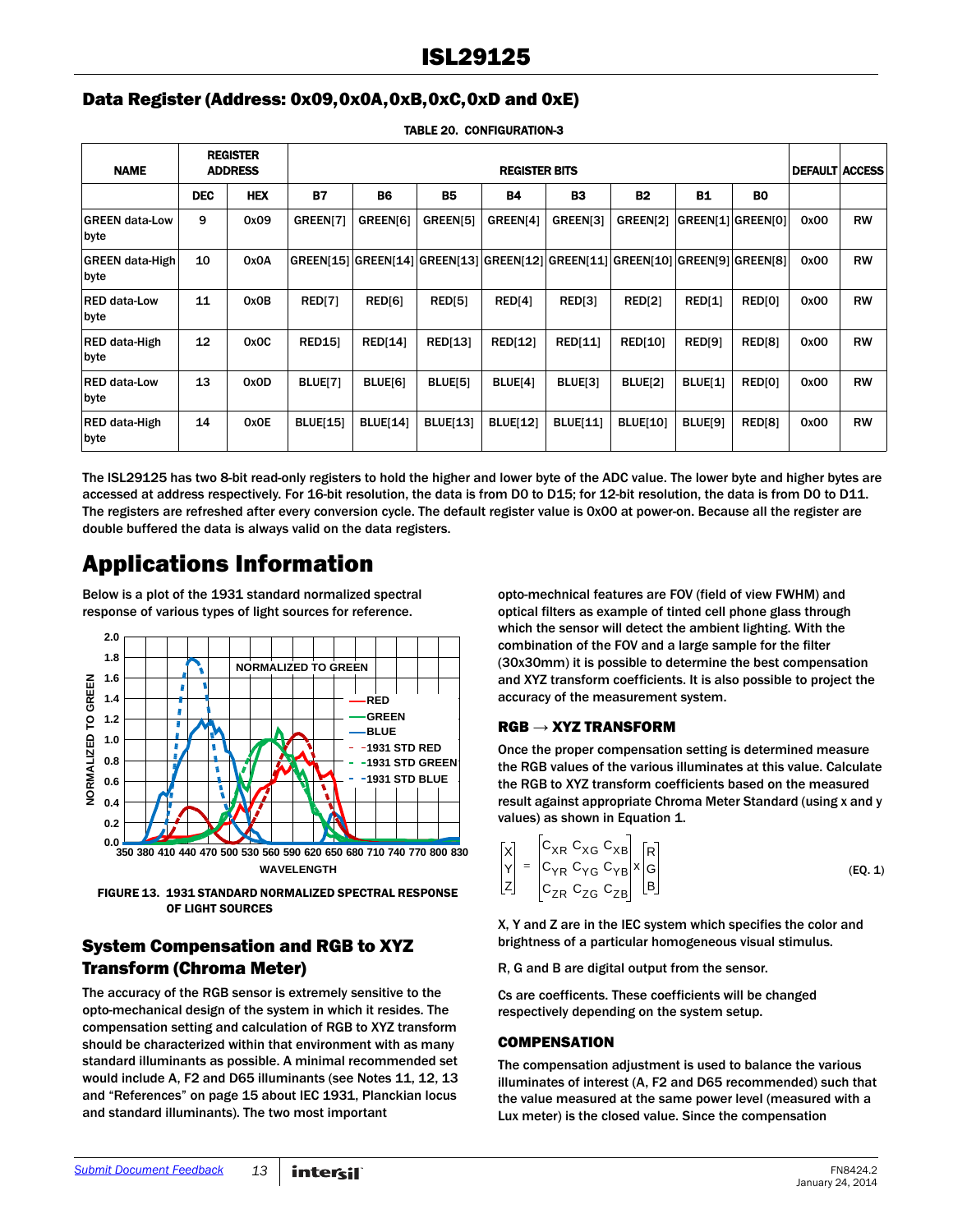## Data Register (Address: 0x09,0x0A,0xB,0xC,0xD and 0xE)

TABLE 20. CONFIGURATION-3

| NAME | REGISTER ADDRESS | | REGISTER BITS | | | | | | | | DEFAULT | ACCESS |
|---|---|---|---|---|---|---|---|---|---|---|---|---|
| | DEC | HEX | B7 | B6 | B5 | B4 | B3 | B2 | B1 | B0 | | |
| GREEN data-Low byte | 9 | 0x09 | GREEN[7] | GREEN[6] | GREEN[5] | GREEN[4] | GREEN[3] | GREEN[2] | GREEN[1] | GREEN[0] | 0x00 | RW |
| GREEN data-High byte | 10 | 0x0A | GREEN[15] | GREEN[14] | GREEN[13] | GREEN[12] | GREEN[11] | GREEN[10] | GREEN[9] | GREEN[8] | 0x00 | RW |
| RED data-Low byte | 11 | 0x0B | RED[7] | RED[6] | RED[5] | RED[4] | RED[3] | RED[2] | RED[1] | RED[0] | 0x00 | RW |
| RED data-High byte | 12 | 0x0C | RED15] | RED[14] | RED[13] | RED[12] | RED[11] | RED[10] | RED[9] | RED[8] | 0x00 | RW |
| RED data-Low byte | 13 | 0x0D | BLUE[7] | BLUE[6] | BLUE[5] | BLUE[4] | BLUE[3] | BLUE[2] | BLUE[1] | RED[0] | 0x00 | RW |
| RED data-High byte | 14 | 0x0E | BLUE[15] | BLUE[14] | BLUE[13] | BLUE[12] | BLUE[11] | BLUE[10] | BLUE[9] | RED[8] | 0x00 | RW |

The ISL29125 has two 8-bit read-only registers to hold the higher and lower byte of the ADC value. The lower byte and higher bytes are accessed at address respectively. For 16-bit resolution, the data is from D0 to D15; for 12-bit resolution, the data is from D0 to D11. The registers are refreshed after every conversion cycle. The default register value is 0x00 at power-on. Because all the register are double buffered the data is always valid on the data registers.

# Applications Information

Below is a plot of the 1931 standard normalized spectral response of various types of light sources for reference.

FIGURE 13. 1931 STANDARD NORMALIZED SPECTRAL RESPONSE OF LIGHT SOURCES

## System Compensation and RGB to XYZ Transform (Chroma Meter)

The accuracy of the RGB sensor is extremely sensitive to the opto-mechanical design of the system in which it resides. The compensation setting and calculation of RGB to XYZ transform should be characterized within that environment with as many standard illuminants as possible. A minimal recommended set would include A, F2 and D65 illuminants (see Notes 11, 12, 13 and "References" on page 15 about IEC 1931, Planckian locus and standard illuminants). The two most important opto-mechnical features are FOV (field of view FWHM) and optical filters as example of tinted cell phone glass through which the sensor will detect the ambient lighting. With the combination of the FOV and a large sample for the filter (30x30mm) it is possible to determine the best compensation and XYZ transform coefficients. It is also possible to project the accuracy of the measurement system.

### RGB → XYZ TRANSFORM

Once the proper compensation setting is determined measure the RGB values of the various illuminates at this value. Calculate the RGB to XYZ transform coefficients based on the measured result against appropriate Chroma Meter Standard (using x and y values) as shown in Equation 1.

$$\begin{bmatrix} X \\ Y \\ Z \end{bmatrix} = \begin{bmatrix} C_{XR} & C_{XG} & C_{XB} \\ C_{YR} & C_{YG} & C_{YB} \\ C_{ZR} & C_{ZG} & C_{ZB} \end{bmatrix} \times \begin{bmatrix} R \\ G \\ B \end{bmatrix} \quad \text{(EQ. 1)}$$

X, Y and Z are in the IEC system which specifies the color and brightness of a particular homogeneous visual stimulus.

R, G and B are digital output from the sensor.

Cs are coefficents. These coefficients will be changed respectively depending on the system setup.

### COMPENSATION

The compensation adjustment is used to balance the various illuminates of interest (A, F2 and D65 recommended) such that the value measured at the same power level (measured with a Lux meter) is the closed value. Since the compensation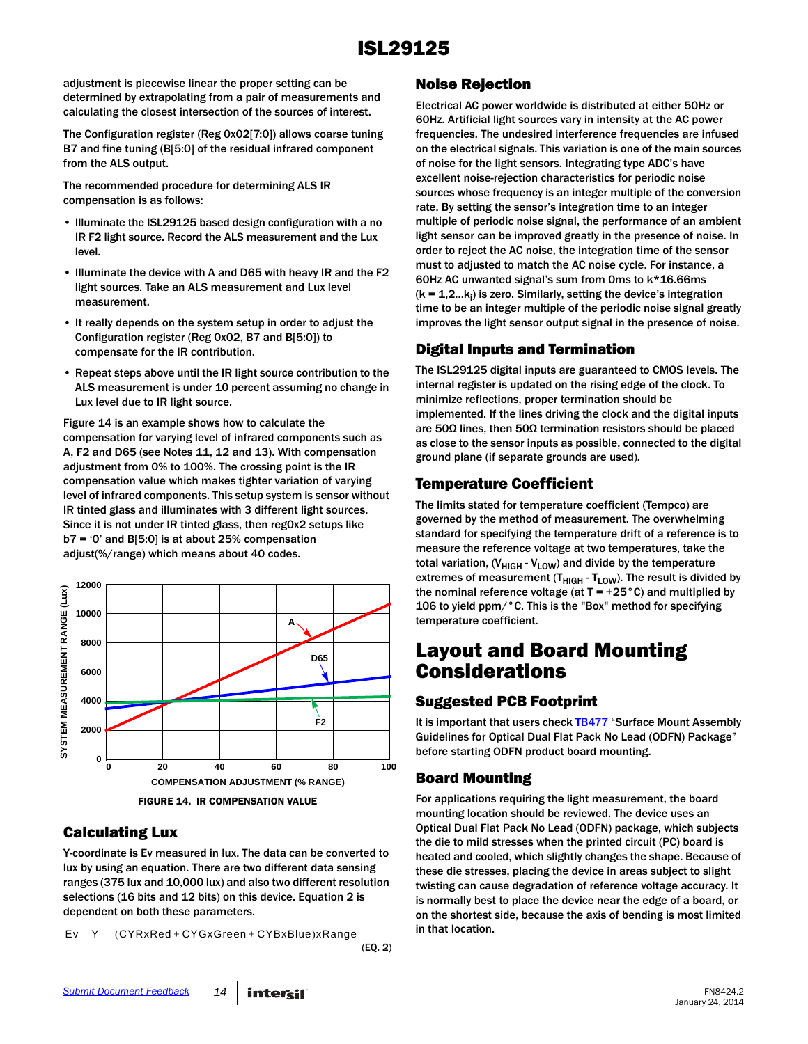adjustment is piecewise linear the proper setting can be determined by extrapolating from a pair of measurements and calculating the closest intersection of the sources of interest.

The Configuration register (Reg 0x02[7:0]) allows coarse tuning B7 and fine tuning (B[5:0] of the residual infrared component from the ALS output.

The recommended procedure for determining ALS IR compensation is as follows:

- Illuminate the ISL29125 based design configuration with a no IR F2 light source. Record the ALS measurement and the Lux level.
- Illuminate the device with A and D65 with heavy IR and the F2 light sources. Take an ALS measurement and Lux level measurement.
- It really depends on the system setup in order to adjust the Configuration register (Reg 0x02, B7 and B[5:0]) to compensate for the IR contribution.
- Repeat steps above until the IR light source contribution to the ALS measurement is under 10 percent assuming no change in Lux level due to IR light source.

Figure 14 is an example shows how to calculate the compensation for varying level of infrared components such as A, F2 and D65 (see Notes 11, 12 and 13). With compensation adjustment from 0% to 100%. The crossing point is the IR compensation value which makes tighter variation of varying level of infrared components. This setup system is sensor without IR tinted glass and illuminates with 3 different light sources. Since it is not under IR tinted glass, then reg0x2 setups like b7 = '0' and B[5:0] is at about 25% compensation adjust(%/range) which means about 40 codes.

FIGURE 14. IR COMPENSATION VALUE

## Calculating Lux

Y-coordinate is Ev measured in lux. The data can be converted to lux by using an equation. There are two different data sensing ranges (375 lux and 10,000 lux) and also two different resolution selections (16 bits and 12 bits) on this device. Equation 2 is dependent on both these parameters.

$$Ev = Y = (CYRxRed + CYGxGreen + CYBxBlue)xRange \quad \text{(EQ. 2)}$$

## Noise Rejection

Electrical AC power worldwide is distributed at either 50Hz or 60Hz. Artificial light sources vary in intensity at the AC power frequencies. The undesired interference frequencies are infused on the electrical signals. This variation is one of the main sources of noise for the light sensors. Integrating type ADC's have excellent noise-rejection characteristics for periodic noise sources whose frequency is an integer multiple of the conversion rate. By setting the sensor's integration time to an integer multiple of periodic noise signal, the performance of an ambient light sensor can be improved greatly in the presence of noise. In order to reject the AC noise, the integration time of the sensor must to adjusted to match the AC noise cycle. For instance, a 60Hz AC unwanted signal's sum from 0ms to k*16.66ms ($k = 1,2...k_i$) is zero. Similarly, setting the device's integration time to be an integer multiple of the periodic noise signal greatly improves the light sensor output signal in the presence of noise.

## Digital Inputs and Termination

The ISL29125 digital inputs are guaranteed to CMOS levels. The internal register is updated on the rising edge of the clock. To minimize reflections, proper termination should be implemented. If the lines driving the clock and the digital inputs are 50Ω lines, then 50Ω termination resistors should be placed as close to the sensor inputs as possible, connected to the digital ground plane (if separate grounds are used).

## Temperature Coefficient

The limits stated for temperature coefficient (Tempco) are governed by the method of measurement. The overwhelming standard for specifying the temperature drift of a reference is to measure the reference voltage at two temperatures, take the total variation, ($V_{HIGH} - V_{LOW}$) and divide by the temperature extremes of measurement ($T_{HIGH} - T_{LOW}$). The result is divided by the nominal reference voltage (at T = +25°C) and multiplied by 106 to yield ppm/°C. This is the "Box" method for specifying temperature coefficient.

# Layout and Board Mounting Considerations

## Suggested PCB Footprint

It is important that users check TB477 "Surface Mount Assembly Guidelines for Optical Dual Flat Pack No Lead (ODFN) Package" before starting ODFN product board mounting.

## Board Mounting

For applications requiring the light measurement, the board mounting location should be reviewed. The device uses an Optical Dual Flat Pack No Lead (ODFN) package, which subjects the die to mild stresses when the printed circuit (PC) board is heated and cooled, which slightly changes the shape. Because of these die stresses, placing the device in areas subject to slight twisting can cause degradation of reference voltage accuracy. It is normally best to place the device near the edge of a board, or on the shortest side, because the axis of bending is most limited in that location.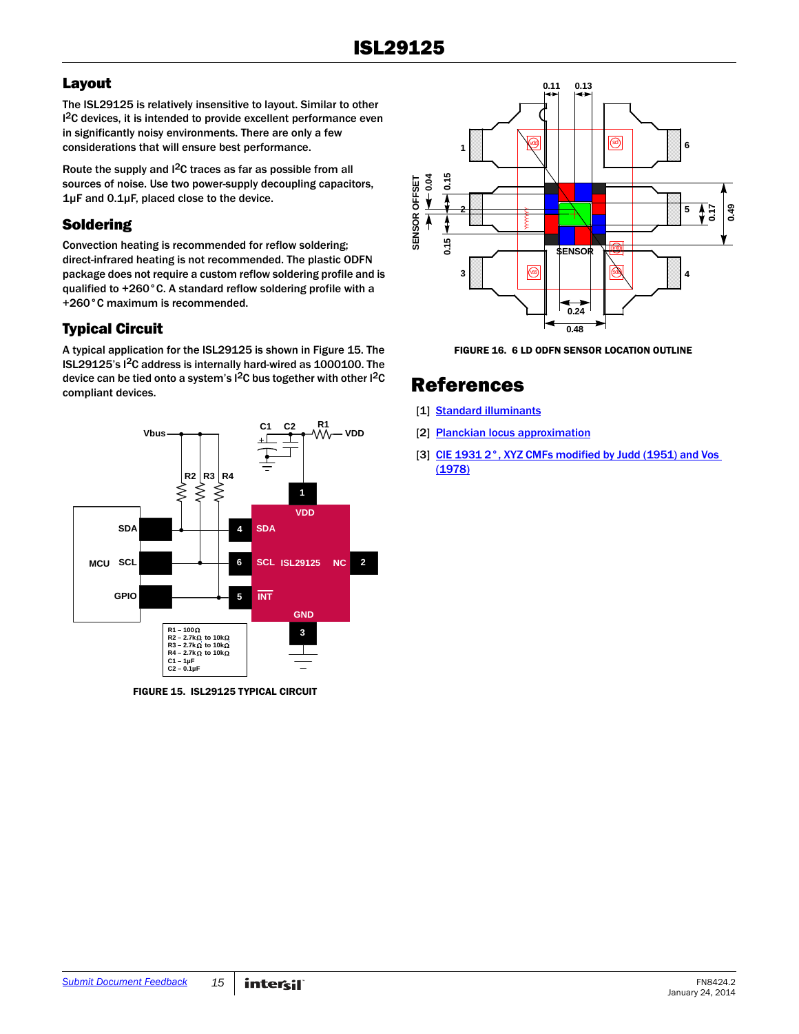## Layout

The ISL29125 is relatively insensitive to layout. Similar to other I2C devices, it is intended to provide excellent performance even in significantly noisy environments. There are only a few considerations that will ensure best performance.

Route the supply and I2C traces as far as possible from all sources of noise. Use two power-supply decoupling capacitors, 1µF and 0.1µF, placed close to the device.

## Soldering

Convection heating is recommended for reflow soldering; direct-infrared heating is not recommended. The plastic ODFN package does not require a custom reflow soldering profile and is qualified to +260°C. A standard reflow soldering profile with a +260°C maximum is recommended.

## Typical Circuit

A typical application for the ISL29125 is shown in Figure 15. The ISL29125's I2C address is internally hard-wired as 1000100. The device can be tied onto a system's I2C bus together with other I2C compliant devices.

R1 – 100Ω
R2 – 2.7kΩ to 10kΩ
R3 – 2.7kΩ to 10kΩ
R4 – 2.7kΩ to 10kΩ
C1 – 1µF
C2 – 0.1µF

**FIGURE 15. ISL29125 TYPICAL CIRCUIT**

**FIGURE 16. 6 LD ODFN SENSOR LOCATION OUTLINE**

# References

[1] Standard illuminants

[2] Planckian locus approximation

[3] CIE 1931 2°, XYZ CMFs modified by Judd (1951) and Vos (1978)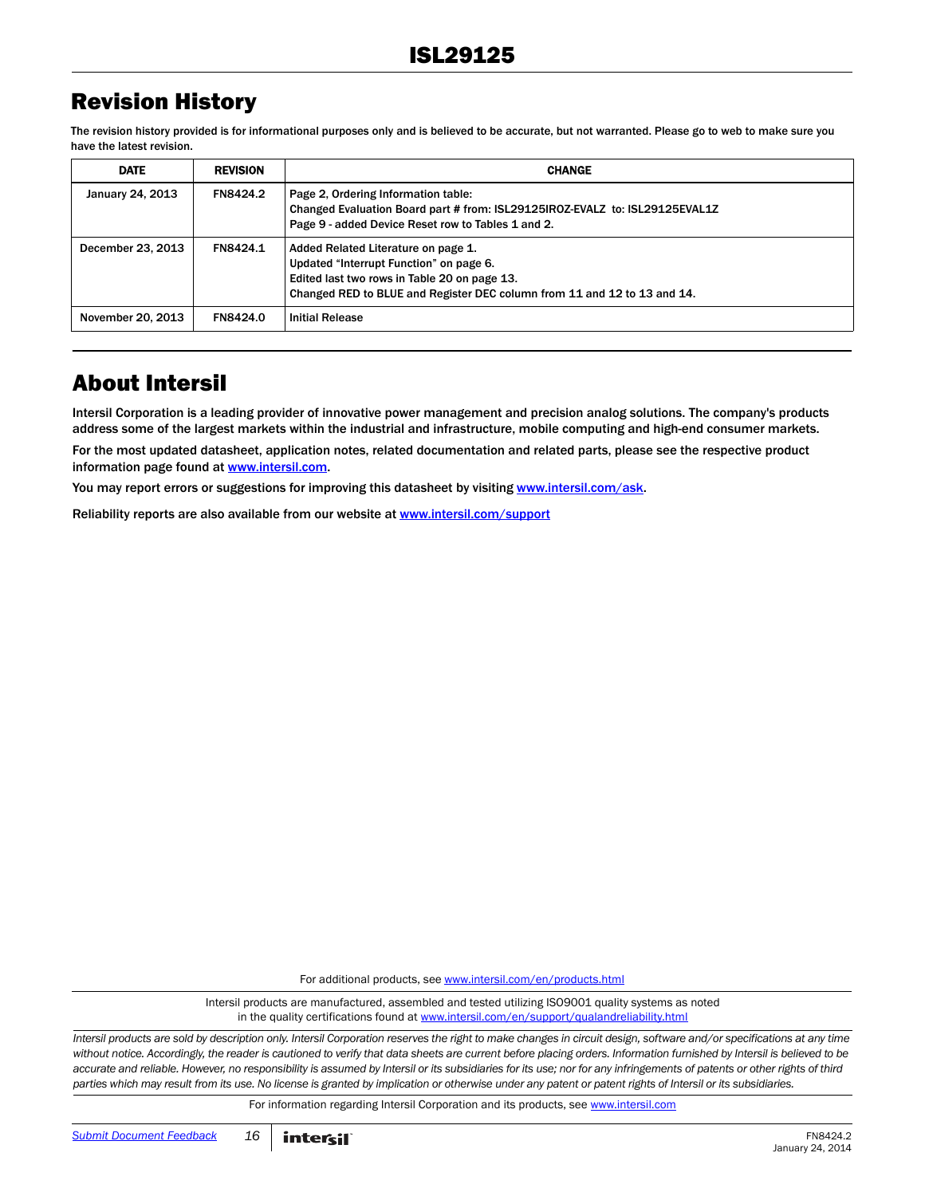## Revision History

The revision history provided is for informational purposes only and is believed to be accurate, but not warranted. Please go to web to make sure you have the latest revision.

| DATE | REVISION | CHANGE |
|---|---|---|
| January 24, 2013 | FN8424.2 | Page 2, Ordering Information table:<br>Changed Evaluation Board part # from: ISL29125IROZ-EVALZ to: ISL29125EVAL1Z<br>Page 9 - added Device Reset row to Tables 1 and 2. |
| December 23, 2013 | FN8424.1 | Added Related Literature on page 1.<br>Updated "Interrupt Function" on page 6.<br>Edited last two rows in Table 20 on page 13.<br>Changed RED to BLUE and Register DEC column from 11 and 12 to 13 and 14. |
| November 20, 2013 | FN8424.0 | Initial Release |

## About Intersil

Intersil Corporation is a leading provider of innovative power management and precision analog solutions. The company's products address some of the largest markets within the industrial and infrastructure, mobile computing and high-end consumer markets.

For the most updated datasheet, application notes, related documentation and related parts, please see the respective product information page found at www.intersil.com.

You may report errors or suggestions for improving this datasheet by visiting www.intersil.com/ask.

Reliability reports are also available from our website at www.intersil.com/support

For additional products, see www.intersil.com/en/products.html

Intersil products are manufactured, assembled and tested utilizing ISO9001 quality systems as noted in the quality certifications found at www.intersil.com/en/support/qualandreliability.html

*Intersil products are sold by description only. Intersil Corporation reserves the right to make changes in circuit design, software and/or specifications at any time without notice. Accordingly, the reader is cautioned to verify that data sheets are current before placing orders. Information furnished by Intersil is believed to be accurate and reliable. However, no responsibility is assumed by Intersil or its subsidiaries for its use; nor for any infringements of patents or other rights of third parties which may result from its use. No license is granted by implication or otherwise under any patent or patent rights of Intersil or its subsidiaries.*

For information regarding Intersil Corporation and its products, see www.intersil.com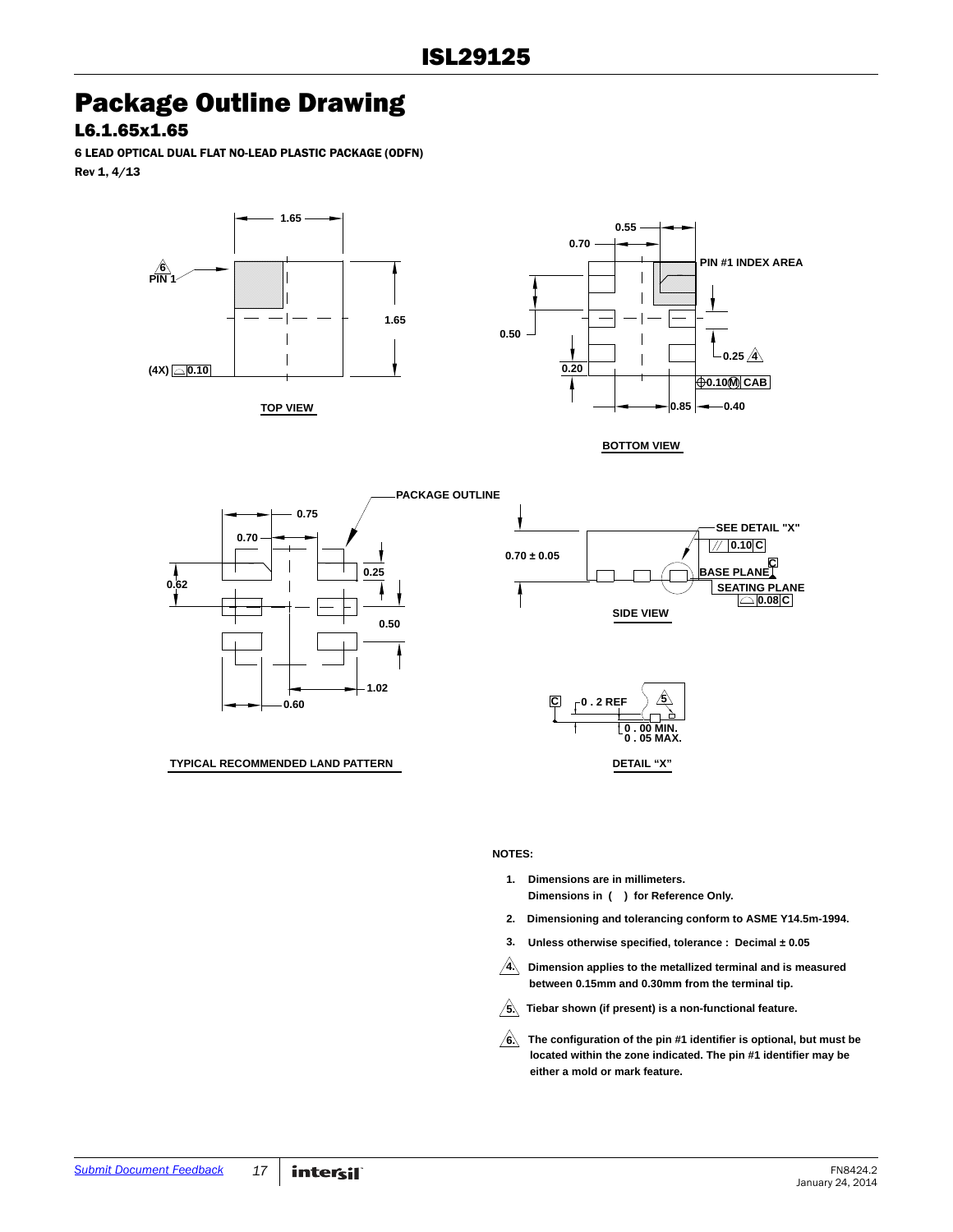# Package Outline Drawing

## L6.1.65x1.65

**6 LEAD OPTICAL DUAL FLAT NO-LEAD PLASTIC PACKAGE (ODFN)**

**Rev 1, 4/13**

1.65
6
PIN 1
1.65
(4X) 0.10
TOP VIEW

0.55
0.70
PIN #1 INDEX AREA
0.50
0.25 4
0.20
0.10 M C A B
0.85
0.40
BOTTOM VIEW

PACKAGE OUTLINE
0.75
0.70
0.62
0.25
0.50
1.02
0.60
TYPICAL RECOMMENDED LAND PATTERN

SEE DETAIL "X"
0.10 C
0.70 ± 0.05
C
BASE PLANE
SEATING PLANE
0.08 C
SIDE VIEW

C
0 . 2 REF
5
0 . 00 MIN.
0 . 05 MAX.
DETAIL "X"

**NOTES:**

1. Dimensions are in millimeters.
   Dimensions in ( ) for Reference Only.
2. Dimensioning and tolerancing conform to ASME Y14.5m-1994.
3. Unless otherwise specified, tolerance : Decimal ± 0.05
4. Dimension applies to the metallized terminal and is measured between 0.15mm and 0.30mm from the terminal tip.
5. Tiebar shown (if present) is a non-functional feature.
6. The configuration of the pin #1 identifier is optional, but must be located within the zone indicated. The pin #1 identifier may be either a mold or mark feature.